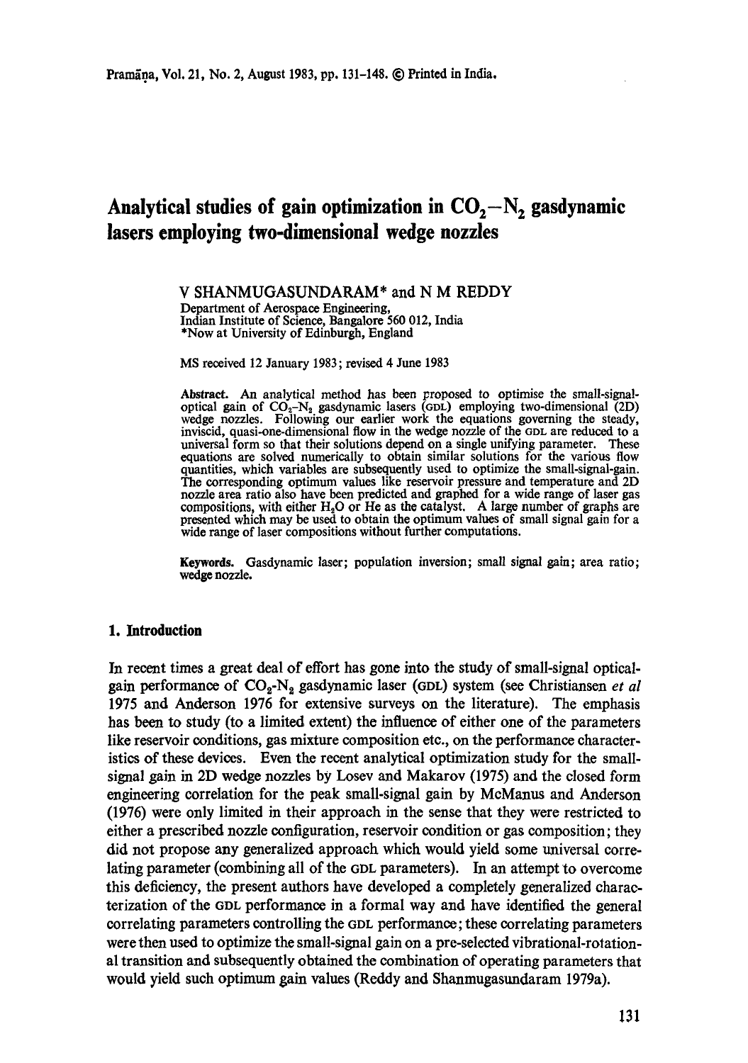# Analytical studies of gain optimization in $CO_2-N_2$ gasdynamic lasers employing two-dimensional wedge nozzles

V SHANMUGASUNDARAM* and N M REDDY

Department of Aerospace Engineering,
Indian Institute of Science, Bangalore 560 012, India
*Now at University of Edinburgh, England

MS received 12 January 1983; revised 4 June 1983

**Abstract.** An analytical method has been proposed to optimise the small-signal-optical gain of $CO_2-N_2$ gasdynamic lasers (GDL) employing two-dimensional (2D) wedge nozzles. Following our earlier work the equations governing the steady, inviscid, quasi-one-dimensional flow in the wedge nozzle of the GDL are reduced to a universal form so that their solutions depend on a single unifying parameter. These equations are solved numerically to obtain similar solutions for the various flow quantities, which variables are subsequently used to optimize the small-signal-gain. The corresponding optimum values like reservoir pressure and temperature and 2D nozzle area ratio also have been predicted and graphed for a wide range of laser gas compositions, with either $H_2O$ or He as the catalyst. A large number of graphs are presented which may be used to obtain the optimum values of small signal gain for a wide range of laser compositions without further computations.

**Keywords.** Gasdynamic laser; population inversion; small signal gain; area ratio; wedge nozzle.

## 1. Introduction

In recent times a great deal of effort has gone into the study of small-signal optical-gain performance of $CO_2$-$N_2$ gasdynamic laser (GDL) system (see Christiansen *et al* 1975 and Anderson 1976 for extensive surveys on the literature). The emphasis has been to study (to a limited extent) the influence of either one of the parameters like reservoir conditions, gas mixture composition etc., on the performance characteristics of these devices. Even the recent analytical optimization study for the small-signal gain in 2D wedge nozzles by Losev and Makarov (1975) and the closed form engineering correlation for the peak small-signal gain by McManus and Anderson (1976) were only limited in their approach in the sense that they were restricted to either a prescribed nozzle configuration, reservoir condition or gas composition; they did not propose any generalized approach which would yield some universal correlating parameter (combining all of the GDL parameters). In an attempt to overcome this deficiency, the present authors have developed a completely generalized characterization of the GDL performance in a formal way and have identified the general correlating parameters controlling the GDL performance; these correlating parameters were then used to optimize the small-signal gain on a pre-selected vibrational-rotational transition and subsequently obtained the combination of operating parameters that would yield such optimum gain values (Reddy and Shanmugasundaram 1979a).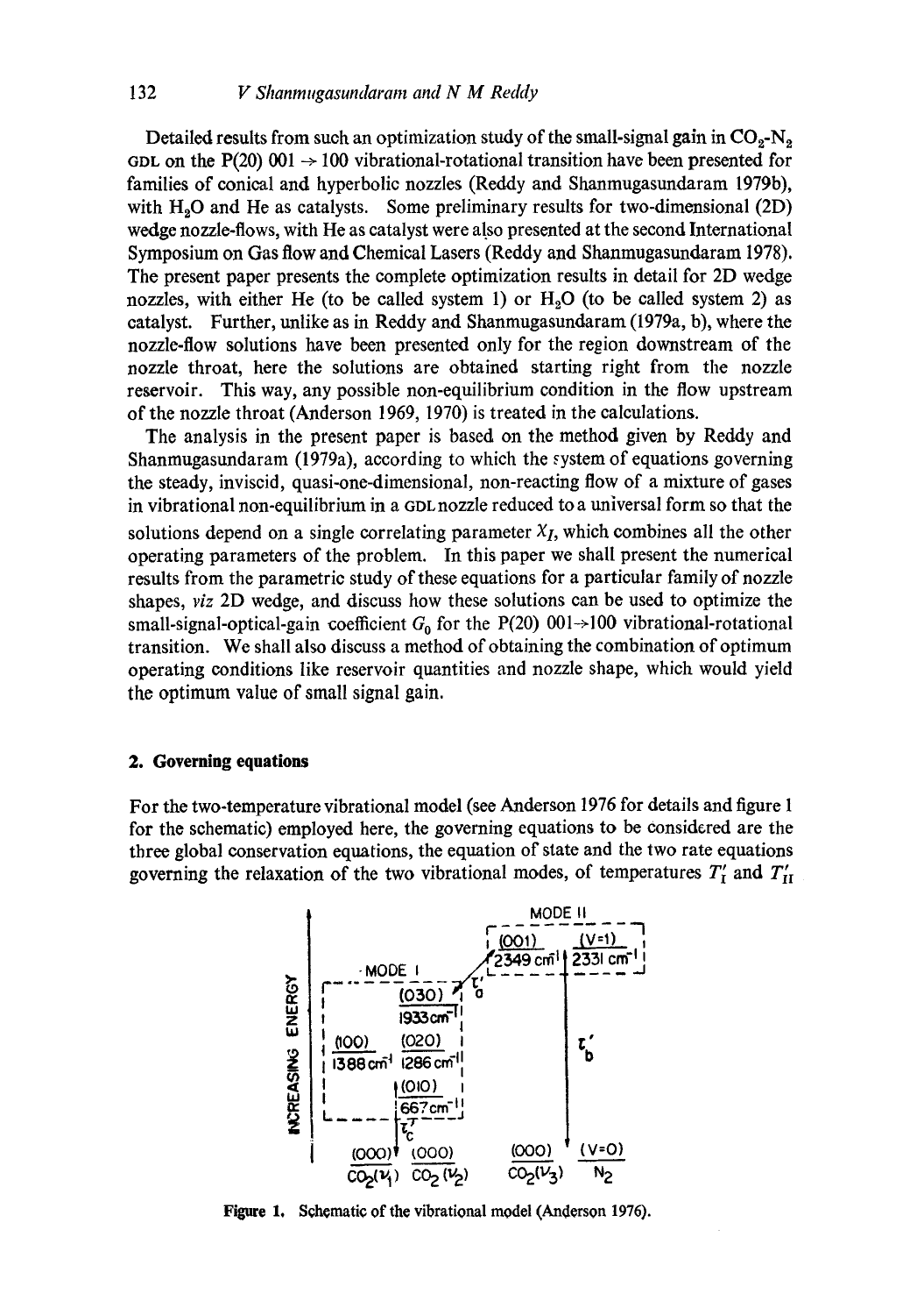Detailed results from such an optimization study of the small-signal gain in $CO_2$-$N_2$ GDL on the P(20) 001 → 100 vibrational-rotational transition have been presented for families of conical and hyperbolic nozzles (Reddy and Shanmugasundaram 1979b), with $H_2O$ and He as catalysts. Some preliminary results for two-dimensional (2D) wedge nozzle-flows, with He as catalyst were also presented at the second International Symposium on Gas flow and Chemical Lasers (Reddy and Shanmugasundaram 1978). The present paper presents the complete optimization results in detail for 2D wedge nozzles, with either He (to be called system 1) or $H_2O$ (to be called system 2) as catalyst. Further, unlike as in Reddy and Shanmugasundaram (1979a, b), where the nozzle-flow solutions have been presented only for the region downstream of the nozzle throat, here the solutions are obtained starting right from the nozzle reservoir. This way, any possible non-equilibrium condition in the flow upstream of the nozzle throat (Anderson 1969, 1970) is treated in the calculations.

The analysis in the present paper is based on the method given by Reddy and Shanmugasundaram (1979a), according to which the system of equations governing the steady, inviscid, quasi-one-dimensional, non-reacting flow of a mixture of gases in vibrational non-equilibrium in a GDL nozzle reduced to a universal form so that the solutions depend on a single correlating parameter $X_I$, which combines all the other operating parameters of the problem. In this paper we shall present the numerical results from the parametric study of these equations for a particular family of nozzle shapes, *viz* 2D wedge, and discuss how these solutions can be used to optimize the small-signal-optical-gain coefficient $G_0$ for the P(20) 001→100 vibrational-rotational transition. We shall also discuss a method of obtaining the combination of optimum operating conditions like reservoir quantities and nozzle shape, which would yield the optimum value of small signal gain.

## 2. Governing equations

For the two-temperature vibrational model (see Anderson 1976 for details and figure 1 for the schematic) employed here, the governing equations to be considered are the three global conservation equations, the equation of state and the two rate equations governing the relaxation of the two vibrational modes, of temperatures $T_I'$ and $T_{II}'$

**Figure 1.** Schematic of the vibrational model (Anderson 1976).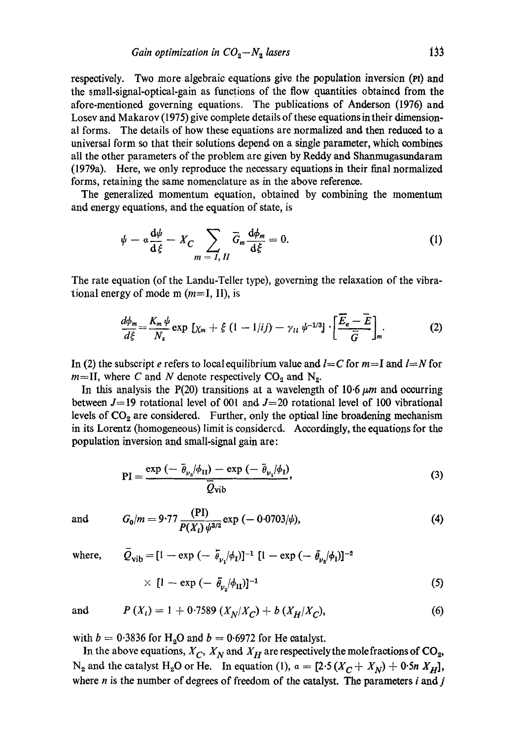respectively. Two more algebraic equations give the population inversion (PI) and the small-signal-optical-gain as functions of the flow quantities obtained from the afore-mentioned governing equations. The publications of Anderson (1976) and Losev and Makarov (1975) give complete details of these equations in their dimensional forms. The details of how these equations are normalized and then reduced to a universal form so that their solutions depend on a single parameter, which combines all the other parameters of the problem are given by Reddy and Shanmugasundaram (1979a). Here, we only reproduce the necessary equations in their final normalized forms, retaining the same nomenclature as in the above reference.

The generalized momentum equation, obtained by combining the momentum and energy equations, and the equation of state, is

$$\psi - a\frac{d\psi}{d\xi} - X_C \sum_{m=I,\,II} \bar{G}_m \frac{d\phi_m}{d\xi} = 0. \tag{1}$$

The rate equation (of the Landu-Teller type), governing the relaxation of the vibrational energy of mode m ($m$=I, II), is

$$\frac{d\phi_m}{d\xi} = \frac{K_m \psi}{N_s} \exp\left[\chi_m + \xi\left(1 - 1/ij\right) - \gamma_{ll}\, \psi^{-1/3}\right] \cdot \left[\frac{\bar{E}_e - \bar{E}}{\bar{G}}\right]_m. \tag{2}$$

In (2) the subscript $e$ refers to local equilibrium value and $l=C$ for $m$=I and $l=N$ for $m$=II, where $C$ and $N$ denote respectively $CO_2$ and $N_2$.

In this analysis the P(20) transitions at a wavelength of 10·6 $\mu m$ and occurring between $J$=19 rotational level of 001 and $J$=20 rotational level of 100 vibrational levels of $CO_2$ are considered. Further, only the optical line broadening mechanism in its Lorentz (homogeneous) limit is considered. Accordingly, the equations for the population inversion and small-signal gain are:

$$\text{PI} = \frac{\exp\left(-\bar{\theta}_{\nu_3}/\phi_{\text{II}}\right) - \exp\left(-\bar{\theta}_{\nu_1}/\phi_{\text{I}}\right)}{\bar{Q}_{\text{vib}}}, \tag{3}$$

and

$$G_0/m = 9{\cdot}77\, \frac{(\text{PI})}{P(X_i)\, \psi^{3/2}} \exp\left(-0{\cdot}0703/\psi\right), \tag{4}$$

where,

$$\bar{Q}_{\text{vib}} = \left[1 - \exp\left(-\bar{\theta}_{\nu_1}/\phi_{\text{I}}\right)\right]^{-1} \left[1 - \exp\left(-\bar{\theta}_{\nu_2}/\phi_{\text{I}}\right)\right]^{-2} \times \left[1 - \exp\left(-\bar{\theta}_{\nu_3}/\phi_{\text{II}}\right)\right]^{-1} \tag{5}$$

and

$$P(X_i) = 1 + 0{\cdot}7589\,(X_N/X_C) + b\,(X_H/X_C), \tag{6}$$

with $b$ = 0·3836 for $H_2O$ and $b$ = 0·6972 for He catalyst.

In the above equations, $X_C$, $X_N$ and $X_H$ are respectively the mole fractions of $CO_2$, $N_2$ and the catalyst $H_2O$ or He. In equation (1), $a = [2{\cdot}5\,(X_C + X_N) + 0{\cdot}5n\, X_H]$, where $n$ is the number of degrees of freedom of the catalyst. The parameters $i$ and $j$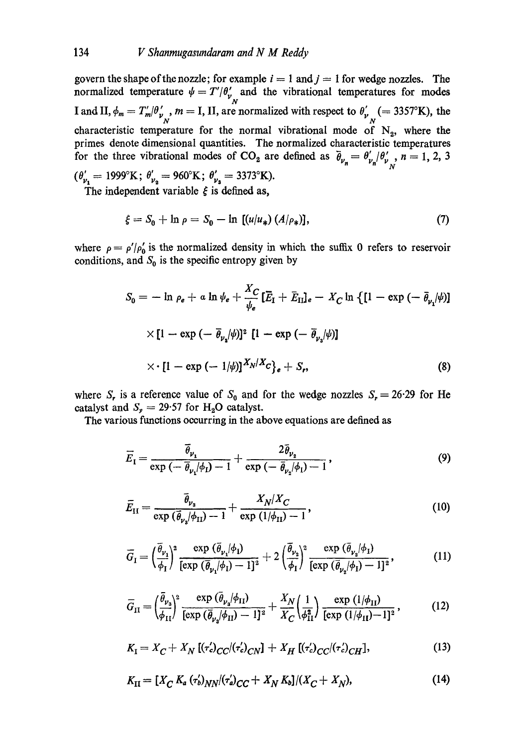govern the shape of the nozzle; for example $i = 1$ and $j = 1$ for wedge nozzles. The normalized temperature $\psi = T'/\theta'_{v_N}$ and the vibrational temperatures for modes I and II, $\phi_m = T'_m/\theta'_{v_N}$, $m = \text{I, II}$, are normalized with respect to $\theta'_{v_N}$ (= 3357°K), the characteristic temperature for the normal vibrational mode of $N_2$, where the primes denote dimensional quantities. The normalized characteristic temperatures for the three vibrational modes of $CO_2$ are defined as $\bar{\theta}_{v_n} = \theta'_{v_n}/\theta'_{v_N}$, $n = 1, 2, 3$ ($\theta'_{v_1} = 1999$°K; $\theta'_{v_2} = 960$°K; $\theta'_{v_3} = 3373$°K).

The independent variable $\xi$ is defined as,

$$\xi = S_0 + \ln \rho = S_0 - \ln\,[(u/u_*)\,(A/\rho_*)], \tag{7}$$

where $\rho = \rho'/\rho'_0$ is the normalized density in which the suffix 0 refers to reservoir conditions, and $S_0$ is the specific entropy given by

$$S_0 = -\ln \rho_e + a \ln \psi_e + \frac{X_C}{\psi_e}\,[\bar{E}_{\text{I}} + \bar{E}_{\text{II}}]_e - X_C \ln \{[1 - \exp(-\,\bar{\theta}_{v_1}/\psi)]$$
$$\times [1 - \exp(-\,\bar{\theta}_{v_2}/\psi)]^2\; [1 - \exp(-\,\bar{\theta}_{v_3}/\psi)]$$
$$\times \cdot [1 - \exp(-\,1/\psi)]^{X_N/X_C}\}_e + S_r, \tag{8}$$

where $S_r$ is a reference value of $S_0$ and for the wedge nozzles $S_r = 26{\cdot}29$ for He catalyst and $S_y = 29{\cdot}57$ for $H_2O$ catalyst.

The various functions occurring in the above equations are defined as

$$\bar{E}_{\text{I}} = \frac{\bar{\theta}_{v_1}}{\exp(-\,\bar{\theta}_{v_1}/\phi_{\text{I}}) - 1} + \frac{2\bar{\theta}_{v_2}}{\exp(-\,\bar{\theta}_{v_2}/\phi_{\text{I}}) - 1}, \tag{9}$$

$$\bar{E}_{\text{II}} = \frac{\bar{\theta}_{v_3}}{\exp(\bar{\theta}_{v_3}/\phi_{\text{II}}) - 1} + \frac{X_N/X_C}{\exp(1/\phi_{\text{II}}) - 1}, \tag{10}$$

$$\bar{G}_{\text{I}} = \left(\frac{\bar{\theta}_{v_1}}{\phi_{\text{I}}}\right)^2 \frac{\exp(\bar{\theta}_{v_1}/\phi_{\text{I}})}{[\exp(\bar{\theta}_{v_1}/\phi_{\text{I}}) - 1]^2} + 2\left(\frac{\bar{\theta}_{v_2}}{\phi_{\text{I}}}\right)^2 \frac{\exp(\bar{\theta}_{v_2}/\phi_{\text{I}})}{[\exp(\bar{\theta}_{v_2}/\phi_{\text{I}}) - 1]^2}, \tag{11}$$

$$\bar{G}_{\text{II}} = \left(\frac{\bar{\theta}_{v_3}}{\phi_{\text{II}}}\right)^2 \frac{\exp(\bar{\theta}_{v_3}/\phi_{\text{II}})}{[\exp(\bar{\theta}_{v_3}/\phi_{\text{II}}) - 1]^2} + \frac{X_N}{X_C}\left(\frac{1}{\phi_{\text{II}}^2}\right) \frac{\exp(1/\phi_{\text{II}})}{[\exp(1/\phi_{\text{II}}) - 1]^2}, \tag{12}$$

$$K_{\text{I}} = X_C + X_N\,[(\tau'_c)_{CC}/(\tau'_c)_{CN}] + X_H\,[(\tau'_c)_{CC}/(\tau'_c)_{CH}], \tag{13}$$

$$K_{\text{II}} = [X_C\,K_a\,(\tau'_b)_{NN}/(\tau'_a)_{CC} + X_N\,K_b]/(X_C + X_N), \tag{14}$$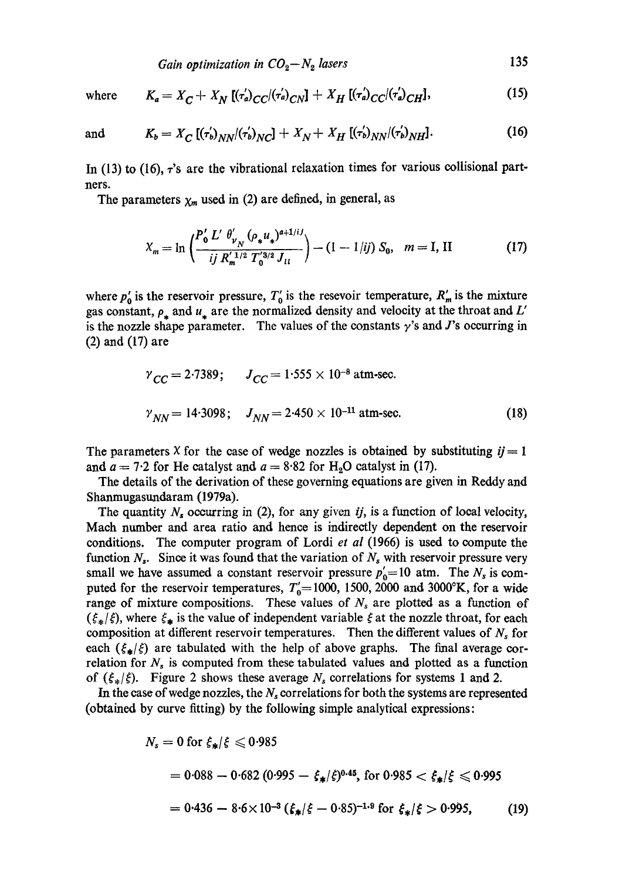where $$K_a = X_C + X_N\,[(\tau_a')_{CC}/(\tau_a')_{CN}] + X_H\,[(\tau_a')_{CC}/(\tau_a')_{CH}], \tag{15}$$

and $$K_b = X_C\,[(\tau_b')_{NN}/(\tau_b')_{NC}] + X_N + X_H\,[(\tau_b')_{NN}/(\tau_b')_{NH}]. \tag{16}$$

In (13) to (16), $\tau$'s are the vibrational relaxation times for various collisional partners.

The parameters $\chi_m$ used in (2) are defined, in general, as

$$\chi_m = \ln\left(\frac{P_0'\,L'\,\theta_{v_N}'\,(\rho_*u_*)^{a+1/ij}}{ij\,R_m'^{1/2}\,T_0'^{3/2}\,J_{ii}}\right) - (1 - 1/ij)\,S_0, \quad m = \mathrm{I}, \mathrm{II} \tag{17}$$

where $p_0'$ is the reservoir pressure, $T_0'$ is the resevoir temperature, $R_m'$ is the mixture gas constant, $\rho_*$ and $u_*$ are the normalized density and velocity at the throat and $L'$ is the nozzle shape parameter. The values of the constants $\gamma$'s and $J$'s occurring in (2) and (17) are

$$\gamma_{CC} = 2{\cdot}7389; \qquad J_{CC} = 1{\cdot}555 \times 10^{-8}\ \text{atm-sec.}$$

$$\gamma_{NN} = 14{\cdot}3098; \qquad J_{NN} = 2{\cdot}450 \times 10^{-11}\ \text{atm-sec.} \tag{18}$$

The parameters $\chi$ for the case of wedge nozzles is obtained by substituting $ij = 1$ and $a = 7{\cdot}2$ for He catalyst and $a = 8{\cdot}82$ for $H_2O$ catalyst in (17).

The details of the derivation of these governing equations are given in Reddy and Shanmugasundaram (1979a).

The quantity $N_s$ occurring in (2), for any given $ij$, is a function of local velocity, Mach number and area ratio and hence is indirectly dependent on the reservoir conditions. The computer program of Lordi *et al* (1966) is used to compute the function $N_s$. Since it was found that the variation of $N_s$ with reservoir pressure very small we have assumed a constant reservoir pressure $p_0'$=10 atm. The $N_s$ is computed for the reservoir temperatures, $T_0'$=1000, 1500, 2000 and 3000°K, for a wide range of mixture compositions. These values of $N_s$ are plotted as a function of $(\xi_*/\xi)$, where $\xi_*$ is the value of independent variable $\xi$ at the nozzle throat, for each composition at different reservoir temperatures. Then the different values of $N_s$ for each $(\xi_*/\xi)$ are tabulated with the help of above graphs. The final average correlation for $N_s$ is computed from these tabulated values and plotted as a function of $(\xi_*/\xi)$. Figure 2 shows these average $N_s$ correlations for systems 1 and 2.

In the case of wedge nozzles, the $N_s$ correlations for both the systems are represented (obtained by curve fitting) by the following simple analytical expressions:

$$
\begin{aligned}
N_s &= 0 \text{ for } \xi_*/\xi \leqslant 0{\cdot}985 \\
&= 0{\cdot}088 - 0{\cdot}682\,(0{\cdot}995 - \xi_*/\xi)^{0{\cdot}45}, \text{ for } 0{\cdot}985 < \xi_*/\xi \leqslant 0{\cdot}995 \\
&= 0{\cdot}436 - 8{\cdot}6\times 10^{-3}\,(\xi_*/\xi - 0{\cdot}85)^{-1{\cdot}9} \text{ for } \xi_*/\xi > 0{\cdot}995,
\end{aligned} \tag{19}
$$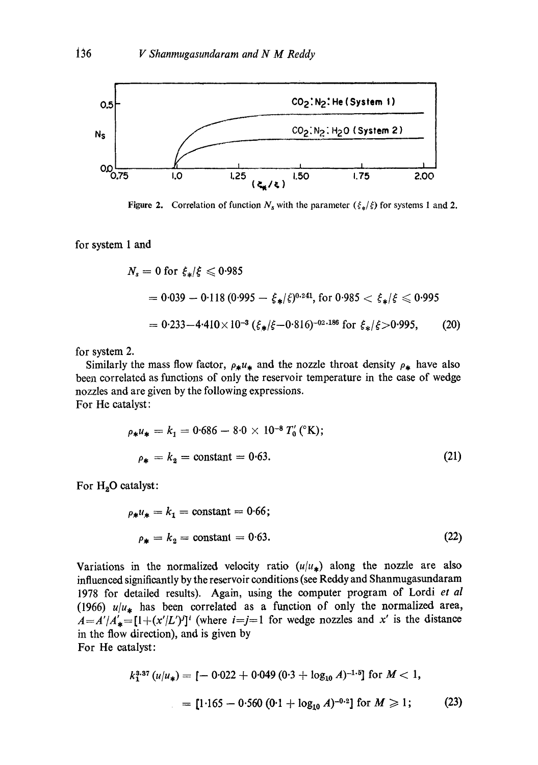Figure 2. Correlation of function $N_s$ with the parameter $(\xi_*/\xi)$ for systems 1 and 2.

for system 1 and

$$
\begin{aligned}
N_s &= 0 \text{ for } \xi_*/\xi \leqslant 0{\cdot}985 \\
&= 0{\cdot}039 - 0{\cdot}118\,(0{\cdot}995 - \xi_*/\xi)^{0{\cdot}241}, \text{ for } 0{\cdot}985 < \xi_*/\xi \leqslant 0{\cdot}995 \\
&= 0{\cdot}233 - 4{\cdot}410 \times 10^{-3}\,(\xi_*/\xi - 0{\cdot}816)^{-02{\cdot}186} \text{ for } \xi_*/\xi > 0{\cdot}995, \qquad (20)
\end{aligned}
$$

for system 2.

Similarly the mass flow factor, $\rho_* u_*$ and the nozzle throat density $\rho_*$ have also been correlated as functions of only the reservoir temperature in the case of wedge nozzles and are given by the following expressions.

For He catalyst:

$$
\begin{aligned}
\rho_* u_* &= k_1 = 0{\cdot}686 - 8{\cdot}0 \times 10^{-8}\,T_0'\,(^\circ\text{K}); \\
\rho_* &= k_2 = \text{constant} = 0{\cdot}63. \qquad (21)
\end{aligned}
$$

For $H_2O$ catalyst:

$$
\begin{aligned}
\rho_* u_* &= k_1 = \text{constant} = 0{\cdot}66; \\
\rho_* &= k_2 = \text{constant} = 0{\cdot}63. \qquad (22)
\end{aligned}
$$

Variations in the normalized velocity ratio $(u/u_*)$ along the nozzle are also influenced significantly by the reservoir conditions (see Reddy and Shanmugasundaram 1978 for detailed results). Again, using the computer program of Lordi *et al* (1966) $u/u_*$ has been correlated as a function of only the normalized area, $A = A'/A'_* = [1 + (x'/L')^j]^i$ (where $i = j = 1$ for wedge nozzles and $x'$ is the distance in the flow direction), and is given by

For He catalyst:

$$
\begin{aligned}
k_1^{3{\cdot}37}\,(u/u_*) &= [-0{\cdot}022 + 0{\cdot}049\,(0{\cdot}3 + \log_{10} A)^{-1{\cdot}5}] \text{ for } M < 1, \\
&= [1{\cdot}165 - 0{\cdot}560\,(0{\cdot}1 + \log_{10} A)^{-0{\cdot}2}] \text{ for } M \geqslant 1; \qquad (23)
\end{aligned}
$$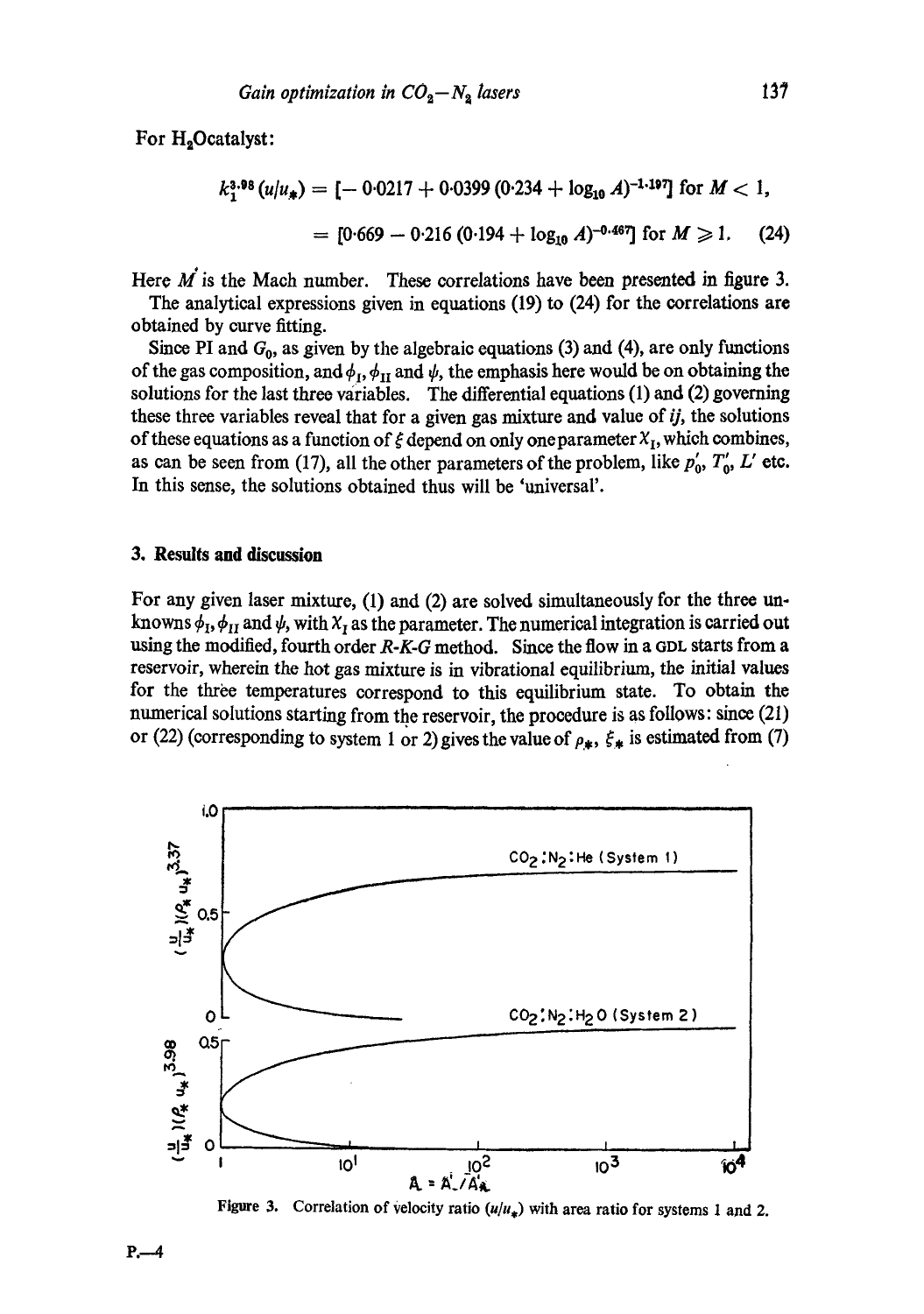For $H_2O$catalyst:

$$k_1^{3.98}(u/u_*) = [-0.0217 + 0.0399\,(0.234 + \log_{10} A)^{-1.197}] \text{ for } M < 1,$$

$$= [0.669 - 0.216\,(0.194 + \log_{10} A)^{-0.467}] \text{ for } M \geq 1. \quad (24)$$

Here $M$ is the Mach number. These correlations have been presented in figure 3.

The analytical expressions given in equations (19) to (24) for the correlations are obtained by curve fitting.

Since PI and $G_0$, as given by the algebraic equations (3) and (4), are only functions of the gas composition, and $\phi_I$, $\phi_{II}$ and $\psi$, the emphasis here would be on obtaining the solutions for the last three variables. The differential equations (1) and (2) governing these three variables reveal that for a given gas mixture and value of $ij$, the solutions of these equations as a function of $\xi$ depend on only one parameter $X_I$, which combines, as can be seen from (17), all the other parameters of the problem, like $p_0'$, $T_0'$, $L'$ etc. In this sense, the solutions obtained thus will be 'universal'.

## 3. Results and discussion

For any given laser mixture, (1) and (2) are solved simultaneously for the three unknowns $\phi_I$, $\phi_{II}$ and $\psi$, with $X_I$ as the parameter. The numerical integration is carried out using the modified, fourth order *R-K-G* method. Since the flow in a GDL starts from a reservoir, wherein the hot gas mixture is in vibrational equilibrium, the initial values for the three temperatures correspond to this equilibrium state. To obtain the numerical solutions starting from the reservoir, the procedure is as follows: since (21) or (22) (corresponding to system 1 or 2) gives the value of $\rho_*$, $\xi_*$ is estimated from (7)

Figure 3. Correlation of velocity ratio $(u/u_*)$ with area ratio for systems 1 and 2.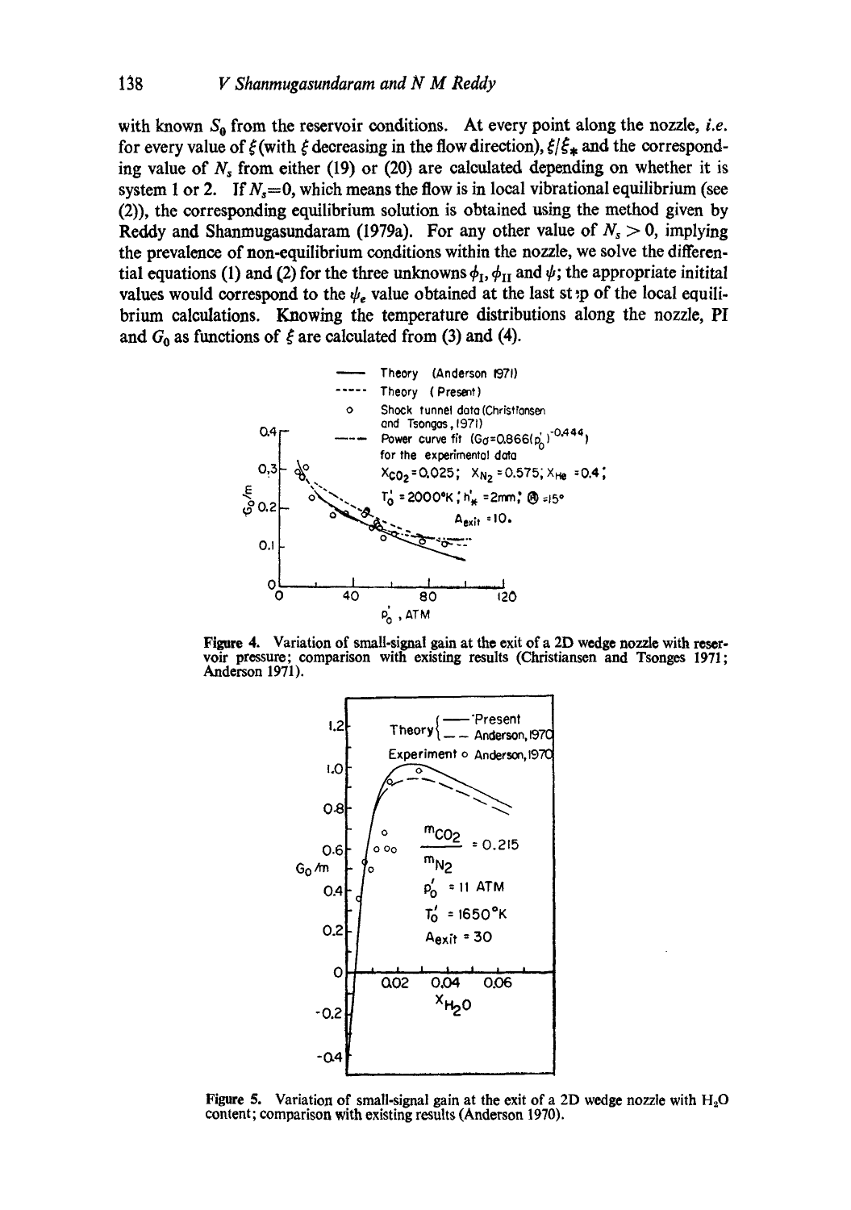with known $S_0$ from the reservoir conditions. At every point along the nozzle, *i.e.* for every value of $\xi$ (with $\xi$ decreasing in the flow direction), $\xi/\xi_*$ and the corresponding value of $N_s$ from either (19) or (20) are calculated depending on whether it is system 1 or 2. If $N_s=0$, which means the flow is in local vibrational equilibrium (see (2)), the corresponding equilibrium solution is obtained using the method given by Reddy and Shanmugasundaram (1979a). For any other value of $N_s > 0$, implying the prevalence of non-equilibrium conditions within the nozzle, we solve the differential equations (1) and (2) for the three unknowns $\phi_{\text{I}}$, $\phi_{\text{II}}$ and $\psi$; the appropriate initital values would correspond to the $\psi_e$ value obtained at the last st:p of the local equilibrium calculations. Knowing the temperature distributions along the nozzle, PI and $G_0$ as functions of $\xi$ are calculated from (3) and (4).

**Figure 4.** Variation of small-signal gain at the exit of a 2D wedge nozzle with reservoir pressure; comparison with existing results (Christiansen and Tsonges 1971; Anderson 1971).

**Figure 5.** Variation of small-signal gain at the exit of a 2D wedge nozzle with $H_2O$ content; comparison with existing results (Anderson 1970).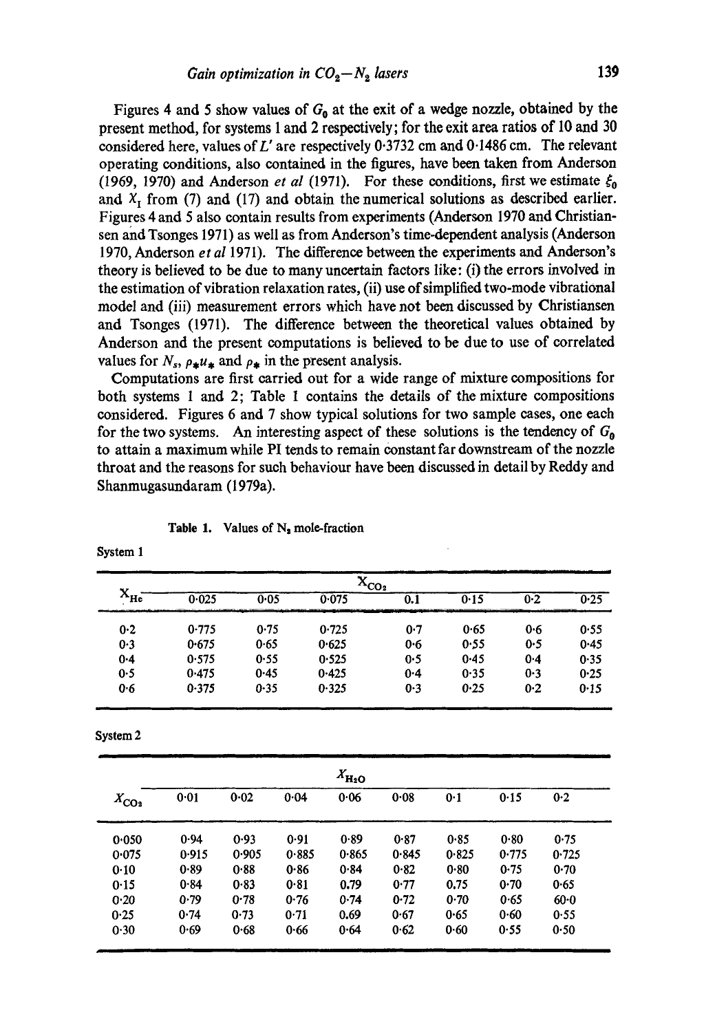Figures 4 and 5 show values of $G_0$ at the exit of a wedge nozzle, obtained by the present method, for systems 1 and 2 respectively; for the exit area ratios of 10 and 30 considered here, values of $L'$ are respectively 0·3732 cm and 0·1486 cm. The relevant operating conditions, also contained in the figures, have been taken from Anderson (1969, 1970) and Anderson *et al* (1971). For these conditions, first we estimate $\xi_0$ and $X_I$ from (7) and (17) and obtain the numerical solutions as described earlier. Figures 4 and 5 also contain results from experiments (Anderson 1970 and Christiansen and Tsonges 1971) as well as from Anderson's time-dependent analysis (Anderson 1970, Anderson *et al* 1971). The difference between the experiments and Anderson's theory is believed to be due to many uncertain factors like: (i) the errors involved in the estimation of vibration relaxation rates, (ii) use of simplified two-mode vibrational model and (iii) measurement errors which have not been discussed by Christiansen and Tsonges (1971). The difference between the theoretical values obtained by Anderson and the present computations is believed to be due to use of correlated values for $N_s$, $\rho_* u_*$ and $\rho_*$ in the present analysis.

Computations are first carried out for a wide range of mixture compositions for both systems 1 and 2; Table 1 contains the details of the mixture compositions considered. Figures 6 and 7 show typical solutions for two sample cases, one each for the two systems. An interesting aspect of these solutions is the tendency of $G_0$ to attain a maximum while PI tends to remain constant far downstream of the nozzle throat and the reasons for such behaviour have been discussed in detail by Reddy and Shanmugasundaram (1979a).

**Table 1.** Values of $N_2$ mole-fraction

System 1

| $X_{He}$ | $X_{CO_2}$ 0·025 | 0·05 | 0·075 | 0.1 | 0·15 | 0·2 | 0·25 |
|---|---|---|---|---|---|---|---|
| 0·2 | 0·775 | 0·75 | 0·725 | 0·7 | 0·65 | 0·6 | 0·55 |
| 0·3 | 0·675 | 0·65 | 0·625 | 0·6 | 0·55 | 0·5 | 0·45 |
| 0·4 | 0·575 | 0·55 | 0·525 | 0·5 | 0·45 | 0·4 | 0·35 |
| 0·5 | 0·475 | 0·45 | 0·425 | 0·4 | 0·35 | 0·3 | 0·25 |
| 0·6 | 0·375 | 0·35 | 0·325 | 0·3 | 0·25 | 0·2 | 0·15 |

System 2

| $X_{CO_2}$ | $X_{H_2O}$ 0·01 | 0·02 | 0·04 | 0·06 | 0·08 | 0·1 | 0·15 | 0·2 |
|---|---|---|---|---|---|---|---|---|
| 0·050 | 0·94 | 0·93 | 0·91 | 0·89 | 0·87 | 0·85 | 0·80 | 0·75 |
| 0·075 | 0·915 | 0·905 | 0·885 | 0·865 | 0·845 | 0·825 | 0·775 | 0·725 |
| 0·10 | 0·89 | 0·88 | 0·86 | 0·84 | 0·82 | 0·80 | 0·75 | 0·70 |
| 0·15 | 0·84 | 0·83 | 0·81 | 0.79 | 0·77 | 0,75 | 0·70 | 0·65 |
| 0·20 | 0·79 | 0·78 | 0·76 | 0·74 | 0·72 | 0·70 | 0·65 | 60·0 |
| 0·25 | 0·74 | 0·73 | 0·71 | 0,69 | 0·67 | 0·65 | 0·60 | 0·55 |
| 0·30 | 0·69 | 0·68 | 0·66 | 0·64 | 0·62 | 0·60 | 0·55 | 0·50 |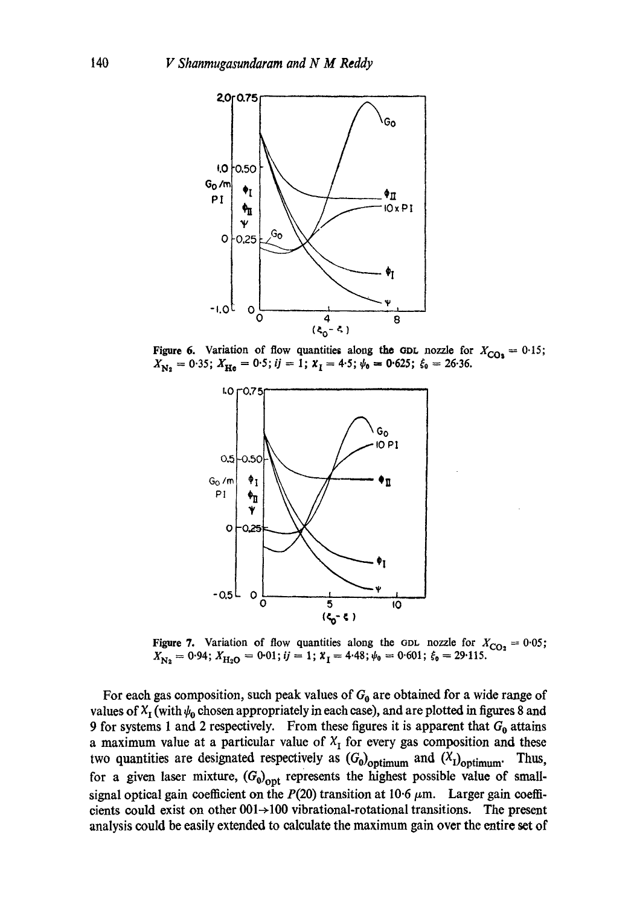**Figure 6.** Variation of flow quantities along the GDL nozzle for $X_{CO_2} = 0{\cdot}15$; $X_{N_2} = 0{\cdot}35$; $X_{He} = 0{\cdot}5$; $ij = 1$; $\chi_I = 4{\cdot}5$; $\psi_0 = 0{\cdot}625$; $\xi_0 = 26{\cdot}36$.

**Figure 7.** Variation of flow quantities along the GDL nozzle for $X_{CO_2} = 0{\cdot}05$; $X_{N_2} = 0{\cdot}94$; $X_{H_2O} = 0{\cdot}01$; $ij = 1$; $\chi_I = 4{\cdot}48$; $\psi_0 = 0{\cdot}601$; $\xi_0 = 29{\cdot}115$.

For each gas composition, such peak values of $G_0$ are obtained for a wide range of values of $\chi_I$ (with $\psi_0$ chosen appropriately in each case), and are plotted in figures 8 and 9 for systems 1 and 2 respectively. From these figures it is apparent that $G_0$ attains a maximum value at a particular value of $\chi_I$ for every gas composition and these two quantities are designated respectively as $(G_0)_{\text{optimum}}$ and $(\chi_I)_{\text{optimum}}$. Thus, for a given laser mixture, $(G_0)_{\text{opt}}$ represents the highest possible value of small-signal optical gain coefficient on the $P(20)$ transition at $10{\cdot}6\ \mu$m. Larger gain coefficients could exist on other $001 \rightarrow 100$ vibrational-rotational transitions. The present analysis could be easily extended to calculate the maximum gain over the entire set of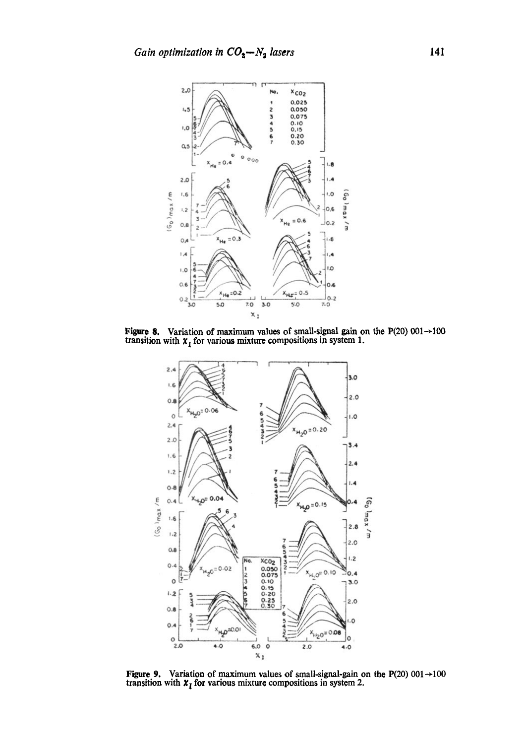**Figure 8.** Variation of maximum values of small-signal gain on the P(20) 001→100 transition with $X_I$ for various mixture compositions in system 1.

**Figure 9.** Variation of maximum values of small-signal-gain on the P(20) 001→100 transition with $X_I$ for various mixture compositions in system 2.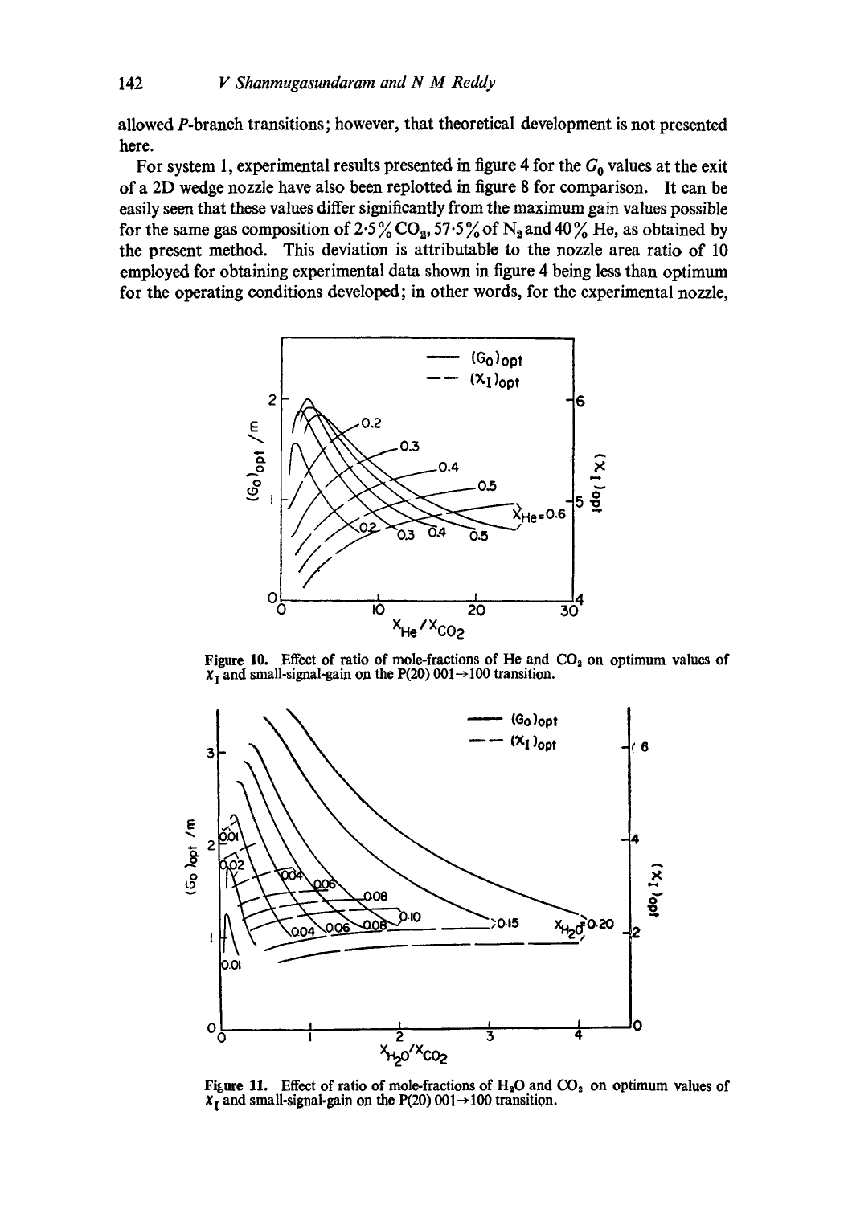allowed $P$-branch transitions; however, that theoretical development is not presented here.

For system 1, experimental results presented in figure 4 for the $G_0$ values at the exit of a 2D wedge nozzle have also been replotted in figure 8 for comparison. It can be easily seen that these values differ significantly from the maximum gain values possible for the same gas composition of 2·5% $CO_2$, 57·5% of $N_2$ and 40% He, as obtained by the present method. This deviation is attributable to the nozzle area ratio of 10 employed for obtaining experimental data shown in figure 4 being less than optimum for the operating conditions developed; in other words, for the experimental nozzle,

Figure 10. Effect of ratio of mole-fractions of He and $CO_2$ on optimum values of $\chi_I$ and small-signal-gain on the P(20) 001→100 transition.

Figure 11. Effect of ratio of mole-fractions of $H_2O$ and $CO_2$ on optimum values of $\chi_I$ and small-signal-gain on the P(20) 001→100 transition.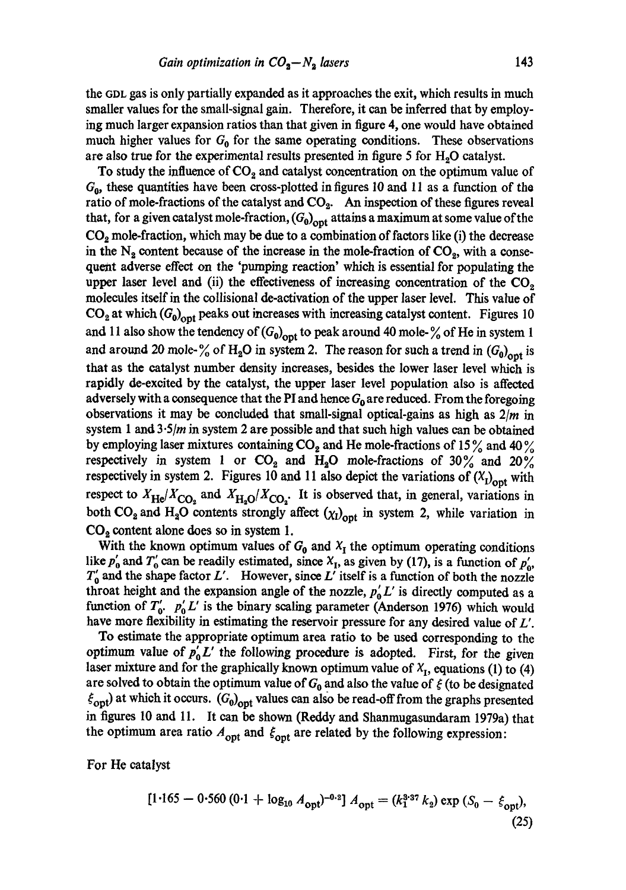the GDL gas is only partially expanded as it approaches the exit, which results in much smaller values for the small-signal gain. Therefore, it can be inferred that by employing much larger expansion ratios than that given in figure 4, one would have obtained much higher values for $G_0$ for the same operating conditions. These observations are also true for the experimental results presented in figure 5 for $H_2O$ catalyst.

To study the influence of $CO_2$ and catalyst concentration on the optimum value of $G_0$, these quantities have been cross-plotted in figures 10 and 11 as a function of the ratio of mole-fractions of the catalyst and $CO_2$. An inspection of these figures reveal that, for a given catalyst mole-fraction, $(G_0)_{opt}$ attains a maximum at some value of the $CO_2$ mole-fraction, which may be due to a combination of factors like (i) the decrease in the $N_2$ content because of the increase in the mole-fraction of $CO_2$, with a consequent adverse effect on the 'pumping reaction' which is essential for populating the upper laser level and (ii) the effectiveness of increasing concentration of the $CO_2$ molecules itself in the collisional de-activation of the upper laser level. This value of $CO_2$ at which $(G_0)_{opt}$ peaks out increases with increasing catalyst content. Figures 10 and 11 also show the tendency of $(G_0)_{opt}$ to peak around 40 mole-% of He in system 1 and around 20 mole-% of $H_2O$ in system 2. The reason for such a trend in $(G_0)_{opt}$ is that as the catalyst number density increases, besides the lower laser level which is rapidly de-excited by the catalyst, the upper laser level population also is affected adversely with a consequence that the PI and hence $G_0$ are reduced. From the foregoing observations it may be concluded that small-signal optical-gains as high as $2/m$ in system 1 and $3{\cdot}5/m$ in system 2 are possible and that such high values can be obtained by employing laser mixtures containing $CO_2$ and He mole-fractions of 15% and 40% respectively in system 1 or $CO_2$ and $H_2O$ mole-fractions of 30% and 20% respectively in system 2. Figures 10 and 11 also depict the variations of $(X_I)_{opt}$ with respect to $X_{He}/X_{CO_2}$ and $X_{H_2O}/X_{CO_2}$. It is observed that, in general, variations in both $CO_2$ and $H_2O$ contents strongly affect $(\chi_I)_{opt}$ in system 2, while variation in $CO_2$ content alone does so in system 1.

With the known optimum values of $G_0$ and $X_I$ the optimum operating conditions like $p_0'$ and $T_0'$ can be readily estimated, since $X_I$, as given by (17), is a function of $p_0'$, $T_0'$ and the shape factor $L'$. However, since $L'$ itself is a function of both the nozzle throat height and the expansion angle of the nozzle, $p_0'L'$ is directly computed as a function of $T_0'$. $p_0'L'$ is the binary scaling parameter (Anderson 1976) which would have more flexibility in estimating the reservoir pressure for any desired value of $L'$.

To estimate the appropriate optimum area ratio to be used corresponding to the optimum value of $p_0'L'$ the following procedure is adopted. First, for the given laser mixture and for the graphically known optimum value of $X_I$, equations (1) to (4) are solved to obtain the optimum value of $G_0$ and also the value of $\xi$ (to be designated $\xi_{opt}$) at which it occurs. $(G_0)_{opt}$ values can also be read-off from the graphs presented in figures 10 and 11. It can be shown (Reddy and Shanmugasundaram 1979a) that the optimum area ratio $A_{opt}$ and $\xi_{opt}$ are related by the following expression:

For He catalyst

$$[1{\cdot}165 - 0{\cdot}560\,(0{\cdot}1 + \log_{10} A_{opt})^{-0{\cdot}2}]\, A_{opt} = (k_1^{3{\cdot}37}\, k_2) \exp\,(S_0 - \xi_{opt}), \tag{25}$$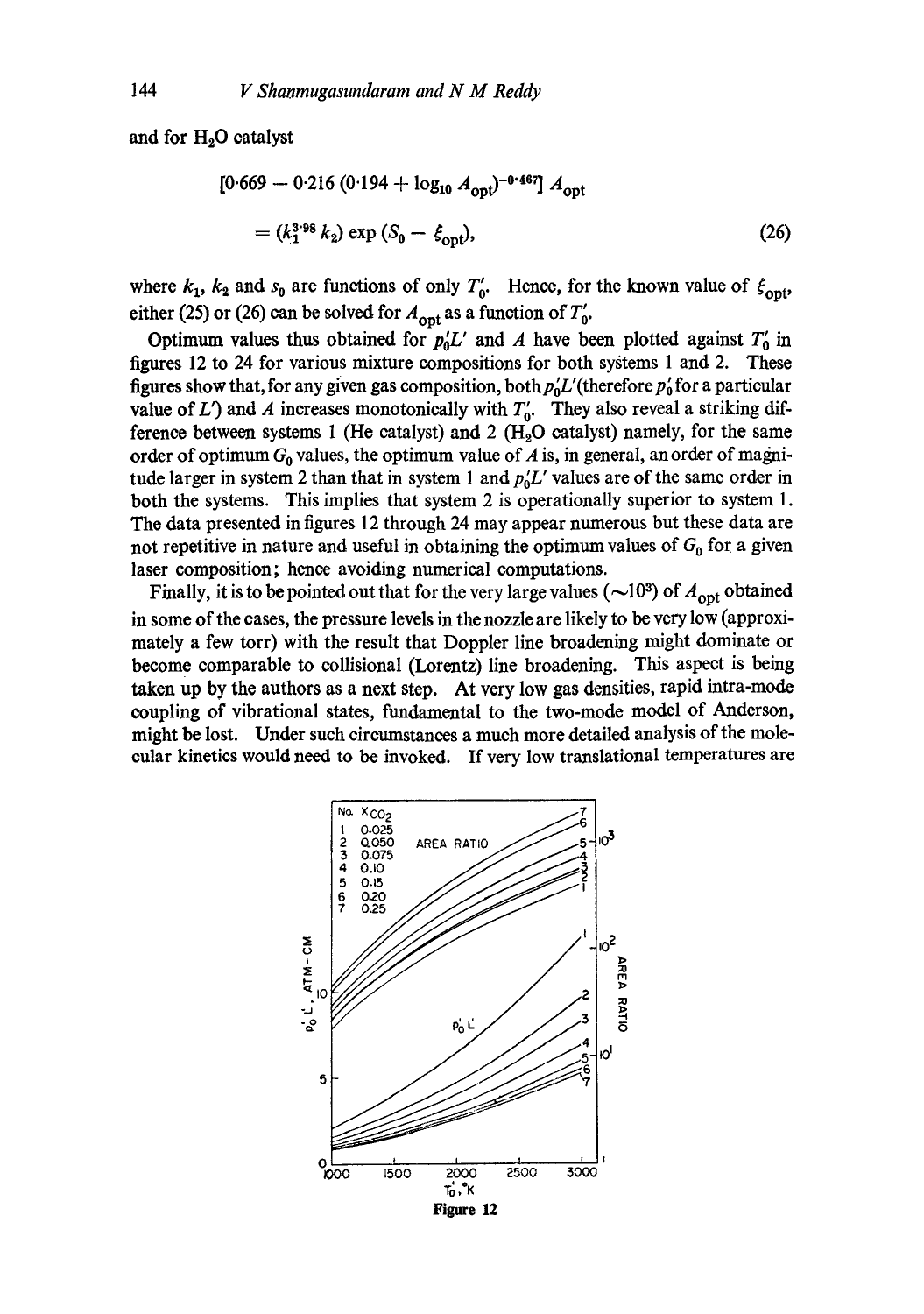and for $H_2O$ catalyst

$$[0{\cdot}669 - 0{\cdot}216\,(0{\cdot}194 + \log_{10} A_{\text{opt}})^{-0{\cdot}467}]\, A_{\text{opt}}$$

$$= (k_1^{3{\cdot}98}\, k_2) \exp\,(S_0 - \xi_{\text{opt}}), \tag{26}$$

where $k_1$, $k_2$ and $s_0$ are functions of only $T_0'$. Hence, for the known value of $\xi_{\text{opt}}$, either (25) or (26) can be solved for $A_{\text{opt}}$ as a function of $T_0'$.

Optimum values thus obtained for $p_0'L'$ and $A$ have been plotted against $T_0'$ in figures 12 to 24 for various mixture compositions for both systems 1 and 2. These figures show that, for any given gas composition, both $p_0'L'$ (therefore $p_0'$ for a particular value of $L'$) and $A$ increases monotonically with $T_0'$. They also reveal a striking difference between systems 1 (He catalyst) and 2 ($H_2O$ catalyst) namely, for the same order of optimum $G_0$ values, the optimum value of $A$ is, in general, an order of magnitude larger in system 2 than that in system 1 and $p_0'L'$ values are of the same order in both the systems. This implies that system 2 is operationally superior to system 1. The data presented in figures 12 through 24 may appear numerous but these data are not repetitive in nature and useful in obtaining the optimum values of $G_0$ for a given laser composition; hence avoiding numerical computations.

Finally, it is to be pointed out that for the very large values ($\sim 10^3$) of $A_{\text{opt}}$ obtained in some of the cases, the pressure levels in the nozzle are likely to be very low (approximately a few torr) with the result that Doppler line broadening might dominate or become comparable to collisional (Lorentz) line broadening. This aspect is being taken up by the authors as a next step. At very low gas densities, rapid intra-mode coupling of vibrational states, fundamental to the two-mode model of Anderson, might be lost. Under such circumstances a much more detailed analysis of the molecular kinetics would need to be invoked. If very low translational temperatures are

Figure 12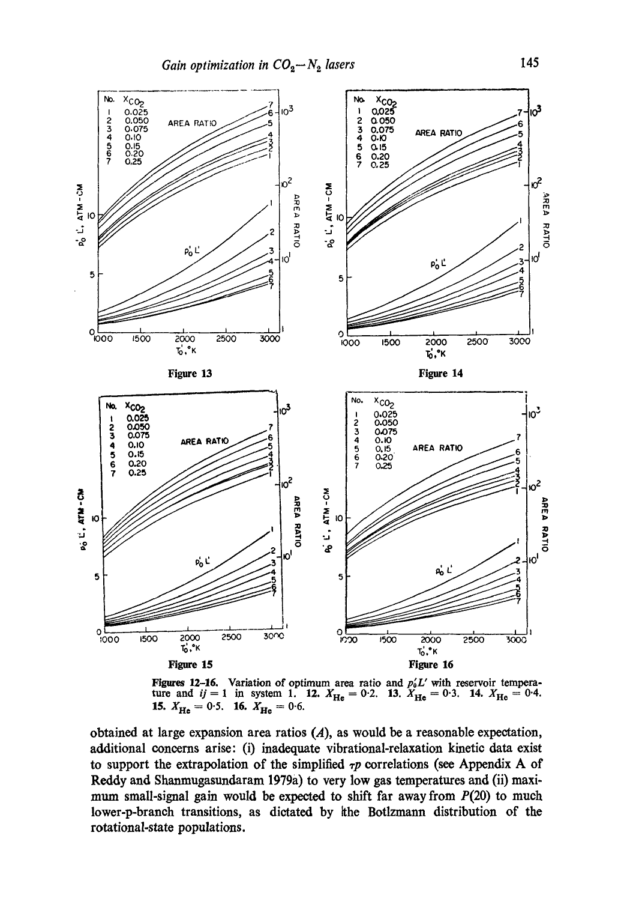Figure 13

Figure 14

Figure 15

Figure 16

**Figures 12–16.** Variation of optimum area ratio and $p_0'L'$ with reservoir temperature and $ij = 1$ in system 1. **12.** $X_{He} = 0{\cdot}2$. **13.** $X_{He} = 0{\cdot}3$. **14.** $X_{He} = 0{\cdot}4$. **15.** $X_{He} = 0{\cdot}5$. **16.** $X_{He} = 0{\cdot}6$.

obtained at large expansion area ratios ($A$), as would be a reasonable expectation, additional concerns arise: (i) inadequate vibrational-relaxation kinetic data exist to support the extrapolation of the simplified $\tau p$ correlations (see Appendix A of Reddy and Shanmugasundaram 1979a) to very low gas temperatures and (ii) maximum small-signal gain would be expected to shift far away from $P(20)$ to much lower-p-branch transitions, as dictated by the Botlzmann distribution of the rotational-state populations.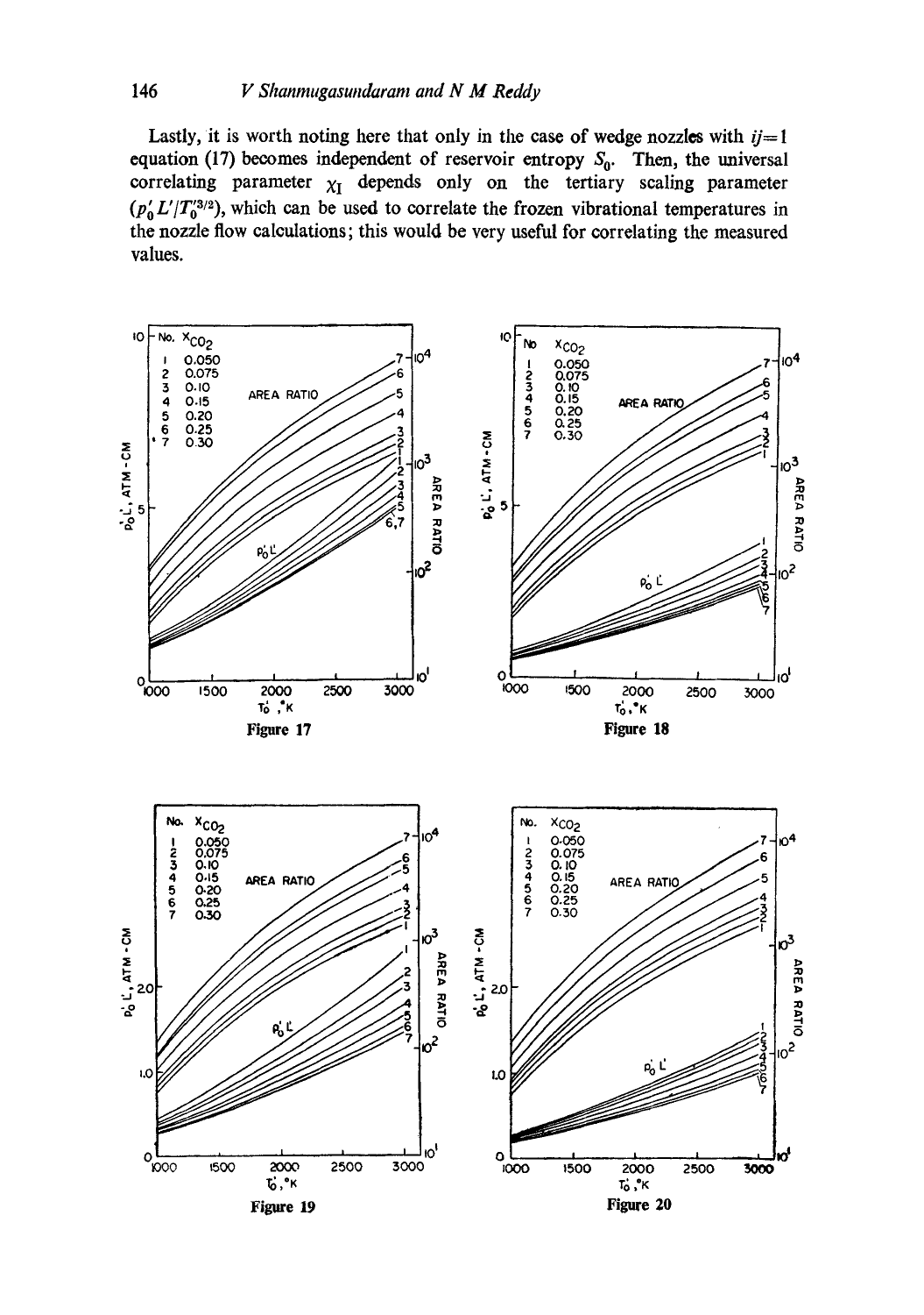Lastly, it is worth noting here that only in the case of wedge nozzles with $ij=1$ equation (17) becomes independent of reservoir entropy $S_0$. Then, the universal correlating parameter $\chi_I$ depends only on the tertiary scaling parameter $(p_0' L'/T_0'^{3/2})$, which can be used to correlate the frozen vibrational temperatures in the nozzle flow calculations; this would be very useful for correlating the measured values.

Figure 17

Figure 18

Figure 19

Figure 20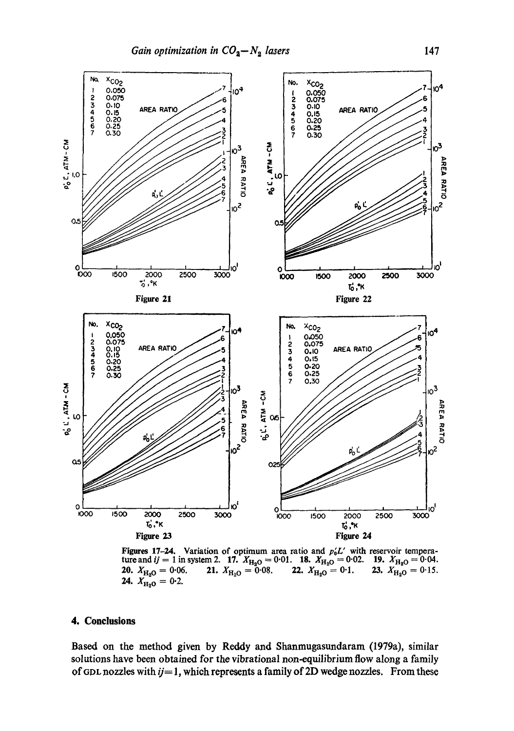Figure 21

Figure 22

Figure 23

Figure 24

**Figures 17–24.** Variation of optimum area ratio and $p_0'L'$ with reservoir temperature and $ij = 1$ in system 2. **17.** $X_{H_2O} = 0.01$. **18.** $X_{H_2O} = 0.02$. **19.** $X_{H_2O} = 0.04$. **20.** $X_{H_2O} = 0.06$. **21.** $X_{H_2O} = 0.08$. **22.** $X_{H_2O} = 0.1$. **23.** $X_{H_2O} = 0.15$. **24.** $X_{H_2O} = 0.2$.

## 4. Conclusions

Based on the method given by Reddy and Shanmugasundaram (1979a), similar solutions have been obtained for the vibrational non-equilibrium flow along a family of GDL nozzles with $ij = 1$, which represents a family of 2D wedge nozzles. From these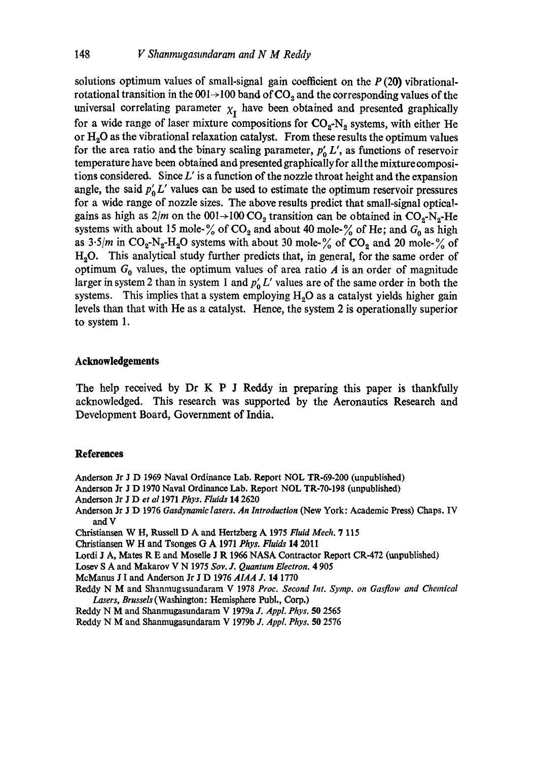solutions optimum values of small-signal gain coefficient on the $P(20)$ vibrational-rotational transition in the $001 \rightarrow 100$ band of $CO_2$ and the corresponding values of the universal correlating parameter $\chi_I$ have been obtained and presented graphically for a wide range of laser mixture compositions for $CO_2$-$N_2$ systems, with either He or $H_2O$ as the vibrational relaxation catalyst. From these results the optimum values for the area ratio and the binary scaling parameter, $p_0' L'$, as functions of reservoir temperature have been obtained and presented graphically for all the mixture compositions considered. Since $L'$ is a function of the nozzle throat height and the expansion angle, the said $p_0' L'$ values can be used to estimate the optimum reservoir pressures for a wide range of nozzle sizes. The above results predict that small-signal optical-gains as high as $2/m$ on the $001 \rightarrow 100$ $CO_2$ transition can be obtained in $CO_2$-$N_2$-He systems with about 15 mole-% of $CO_2$ and about 40 mole-% of He; and $G_0$ as high as $3 \cdot 5/m$ in $CO_2$-$N_2$-$H_2O$ systems with about 30 mole-% of $CO_2$ and 20 mole-% of $H_2O$. This analytical study further predicts that, in general, for the same order of optimum $G_0$ values, the optimum values of area ratio $A$ is an order of magnitude larger in system 2 than in system 1 and $p_0' L'$ values are of the same order in both the systems. This implies that a system employing $H_2O$ as a catalyst yields higher gain levels than that with He as a catalyst. Hence, the system 2 is operationally superior to system 1.

## Acknowledgements

The help received by Dr K P J Reddy in preparing this paper is thankfully acknowledged. This research was supported by the Aeronautics Research and Development Board, Government of India.

## References

Anderson Jr J D 1969 Naval Ordinance Lab. Report NOL TR-69-200 (unpublished)

Anderson Jr J D 1970 Naval Ordinance Lab. Report NOL TR-70-198 (unpublished)

Anderson Jr J D *et al* 1971 *Phys. Fluids* **14** 2620

Anderson Jr J D 1976 *Gasdynamic lasers. An Introduction* (New York: Academic Press) Chaps. IV and V

Christiansen W H, Russell D A and Hertzberg A 1975 *Fluid Mech.* **7** 115

Christiansen W H and Tsonges G A 1971 *Phys. Fluids* **14** 2011

Lordi J A, Mates R E and Moselle J R 1966 NASA Contractor Report CR-472 (unpublished)

Losev S A and Makarov V N 1975 *Sov. J. Quantum Electron.* **4** 905

McManus J I and Anderson Jr J D 1976 *AIAA J.* **14** 1770

Reddy N M and Shanmugasundaram V 1978 *Proc. Second Int. Symp. on Gasflow and Chemical Lasers, Brussels* (Washington: Hemisphere Publ., Corp.)

Reddy N M and Shanmugasundaram V 1979a *J. Appl. Phys.* **50** 2565

Reddy N M and Shanmugasundaram V 1979b *J. Appl. Phys.* **50** 2576